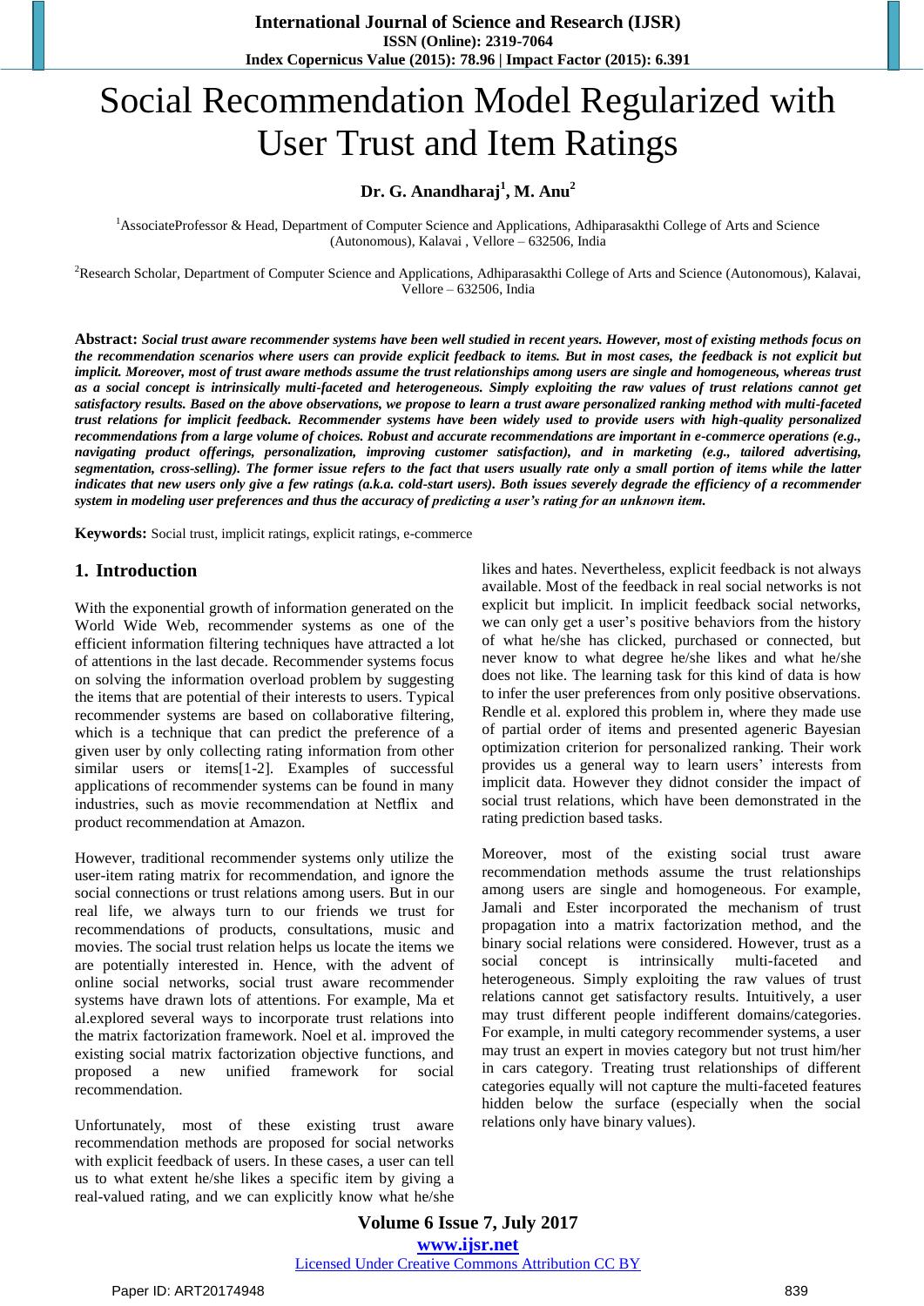# Social Recommendation Model Regularized with User Trust and Item Ratings

**Dr. G. Anandharaj[1], M. Anu[2]**

[1]AssociateProfessor & Head, Department of Computer Science and Applications, Adhiparasakthi College of Arts and Science (Autonomous), Kalavai , Vellore – 632506, India

[2]Research Scholar, Department of Computer Science and Applications, Adhiparasakthi College of Arts and Science (Autonomous), Kalavai, Vellore – 632506, India

**Abstract:** ***Social trust aware recommender systems have been well studied in recent years. However, most of existing methods focus on the recommendation scenarios where users can provide explicit feedback to items. But in most cases, the feedback is not explicit but implicit. Moreover, most of trust aware methods assume the trust relationships among users are single and homogeneous, whereas trust as a social concept is intrinsically multi-faceted and heterogeneous. Simply exploiting the raw values of trust relations cannot get satisfactory results. Based on the above observations, we propose to learn a trust aware personalized ranking method with multi-faceted trust relations for implicit feedback. Recommender systems have been widely used to provide users with high-quality personalized recommendations from a large volume of choices. Robust and accurate recommendations are important in e-commerce operations (e.g., navigating product offerings, personalization, improving customer satisfaction), and in marketing (e.g., tailored advertising, segmentation, cross-selling). The former issue refers to the fact that users usually rate only a small portion of items while the latter indicates that new users only give a few ratings (a.k.a. cold-start users). Both issues severely degrade the efficiency of a recommender system in modeling user preferences and thus the accuracy of predicting a user's rating for an unknown item.***

**Keywords:** Social trust, implicit ratings, explicit ratings, e-commerce

## 1. Introduction

With the exponential growth of information generated on the World Wide Web, recommender systems as one of the efficient information filtering techniques have attracted a lot of attentions in the last decade. Recommender systems focus on solving the information overload problem by suggesting the items that are potential of their interests to users. Typical recommender systems are based on collaborative filtering, which is a technique that can predict the preference of a given user by only collecting rating information from other similar users or items[1-2]. Examples of successful applications of recommender systems can be found in many industries, such as movie recommendation at Netflix and product recommendation at Amazon.

However, traditional recommender systems only utilize the user-item rating matrix for recommendation, and ignore the social connections or trust relations among users. But in our real life, we always turn to our friends we trust for recommendations of products, consultations, music and movies. The social trust relation helps us locate the items we are potentially interested in. Hence, with the advent of online social networks, social trust aware recommender systems have drawn lots of attentions. For example, Ma et al.explored several ways to incorporate trust relations into the matrix factorization framework. Noel et al. improved the existing social matrix factorization objective functions, and proposed a new unified framework for social recommendation.

Unfortunately, most of these existing trust aware recommendation methods are proposed for social networks with explicit feedback of users. In these cases, a user can tell us to what extent he/she likes a specific item by giving a real-valued rating, and we can explicitly know what he/she likes and hates. Nevertheless, explicit feedback is not always available. Most of the feedback in real social networks is not explicit but implicit. In implicit feedback social networks, we can only get a user's positive behaviors from the history of what he/she has clicked, purchased or connected, but never know to what degree he/she likes and what he/she does not like. The learning task for this kind of data is how to infer the user preferences from only positive observations. Rendle et al. explored this problem in, where they made use of partial order of items and presented ageneric Bayesian optimization criterion for personalized ranking. Their work provides us a general way to learn users' interests from implicit data. However they didnot consider the impact of social trust relations, which have been demonstrated in the rating prediction based tasks.

Moreover, most of the existing social trust aware recommendation methods assume the trust relationships among users are single and homogeneous. For example, Jamali and Ester incorporated the mechanism of trust propagation into a matrix factorization method, and the binary social relations were considered. However, trust as a social concept is intrinsically multi-faceted and heterogeneous. Simply exploiting the raw values of trust relations cannot get satisfactory results. Intuitively, a user may trust different people indifferent domains/categories. For example, in multi category recommender systems, a user may trust an expert in movies category but not trust him/her in cars category. Treating trust relationships of different categories equally will not capture the multi-faceted features hidden below the surface (especially when the social relations only have binary values).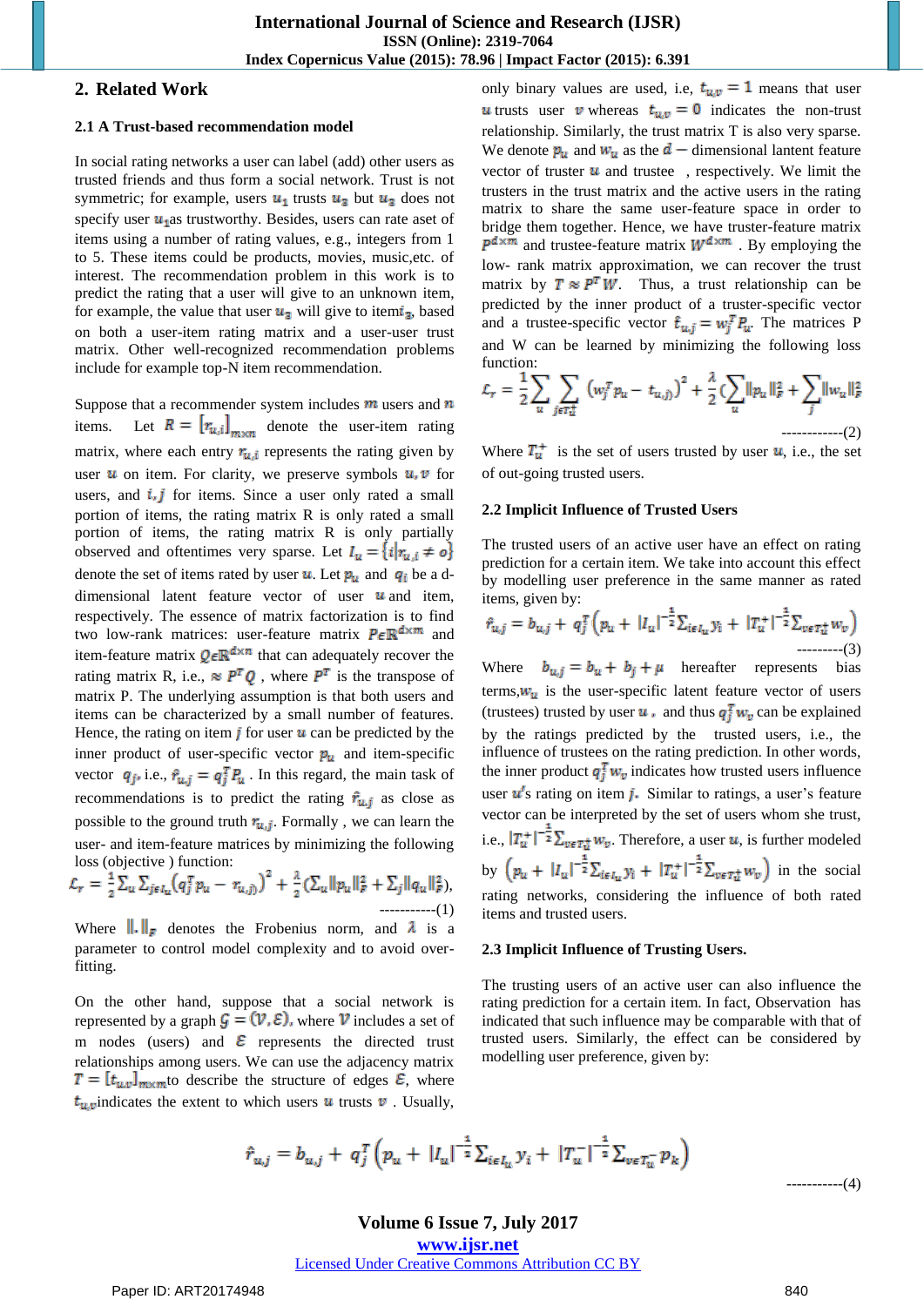## 2. Related Work

### 2.1 A Trust-based recommendation model

In social rating networks a user can label (add) other users as trusted friends and thus form a social network. Trust is not symmetric; for example, users $u_1$ trusts $u_2$ but $u_2$ does not specify user $u_1$as trustworthy. Besides, users can rate aset of items using a number of rating values, e.g., integers from 1 to 5. These items could be products, movies, music,etc. of interest. The recommendation problem in this work is to predict the rating that a user will give to an unknown item, for example, the value that user $u_2$ will give to item$i_3$, based on both a user-item rating matrix and a user-user trust matrix. Other well-recognized recommendation problems include for example top-N item recommendation.

Suppose that a recommender system includes $m$ users and $n$ items. Let $R = [r_{u,i}]_{m \times n}$ denote the user-item rating matrix, where each entry $r_{u,i}$ represents the rating given by user $u$ on item. For clarity, we preserve symbols $u, v$ for users, and $i, j$ for items. Since a user only rated a small portion of items, the rating matrix R is only rated a small portion of items, the rating matrix R is only partially observed and oftentimes very sparse. Let $I_u = \{i | r_{u,i} \neq o\}$ denote the set of items rated by user $u$. Let $p_u$ and $q_i$ be a d-dimensional latent feature vector of user $u$ and item, respectively. The essence of matrix factorization is to find two low-rank matrices: user-feature matrix $P \epsilon \mathbb{R}^{d \times m}$ and item-feature matrix $Q \epsilon \mathbb{R}^{d \times n}$ that can adequately recover the rating matrix R, i.e., $\approx P^T Q$ , where $P^T$ is the transpose of matrix P. The underlying assumption is that both users and items can be characterized by a small number of features. Hence, the rating on item $j$ for user $u$ can be predicted by the inner product of user-specific vector $p_u$ and item-specific vector $q_j$, i.e., $\hat{r}_{u,j} = q_j^T P_u$ . In this regard, the main task of recommendations is to predict the rating $\hat{r}_{u,j}$ as close as possible to the ground truth $r_{u,j}$. Formally , we can learn the user- and item-feature matrices by minimizing the following loss (objective ) function:

$$\mathcal{L}_r = \frac{1}{2} \sum_u \sum_{j \epsilon I_u} \left(q_j^T p_u - r_{u,j}\right)^2 + \frac{\lambda}{2} \left(\sum_u \|p_u\|_F^2 + \sum_j \|q_u\|_F^2\right), \quad \text{-----------(1)}$$

Where $\|.\|_F$ denotes the Frobenius norm, and $\lambda$ is a parameter to control model complexity and to avoid over-fitting.

On the other hand, suppose that a social network is represented by a graph $\mathcal{G} = (\mathcal{V}, \mathcal{E})$, where $\mathcal{V}$ includes a set of m nodes (users) and $\mathcal{E}$ represents the directed trust relationships among users. We can use the adjacency matrix $T = [t_{u,v}]_{m \times m}$to describe the structure of edges $\mathcal{E}$, where $t_{u,v}$indicates the extent to which users $u$ trusts $v$ . Usually, only binary values are used, i.e, $t_{u,v} = 1$ means that user $u$ trusts user $v$ whereas $t_{u,v} = 0$ indicates the non-trust relationship. Similarly, the trust matrix T is also very sparse. We denote $p_u$ and $w_u$ as the $d-$ dimensional latent feature vector of truster $u$ and trustee , respectively. We limit the trusters in the trust matrix and the active users in the rating matrix to share the same user-feature space in order to bridge them together. Hence, we have truster-feature matrix $P^{d \times m}$ and trustee-feature matrix $W^{d \times m}$ . By employing the low- rank matrix approximation, we can recover the trust matrix by $T \approx P^T W$. Thus, a trust relationship can be predicted by the inner product of a truster-specific vector and a trustee-specific vector $\hat{t}_{u,j} = w_j^T P_u$. The matrices P and W can be learned by minimizing the following loss function:

$$\mathcal{L}_r = \frac{1}{2} \sum_u \sum_{j \epsilon T_u^+} \left(w_j^T p_u - t_{u,j}\right)^2 + \frac{\lambda}{2} \left(\sum_u \|p_u\|_F^2 + \sum_j \|w_u\|_F^2\right) \quad \text{------------(2)}$$

Where $T_u^+$ is the set of users trusted by user $u$, i.e., the set of out-going trusted users.

### 2.2 Implicit Influence of Trusted Users

The trusted users of an active user have an effect on rating prediction for a certain item. We take into account this effect by modelling user preference in the same manner as rated items, given by:

$$\hat{r}_{u,j} = b_{u,j} + q_j^T \left(p_u + |I_u|^{-\frac{1}{2}} \Sigma_{i \epsilon I_u} y_i + |T_u^+|^{-\frac{1}{2}} \Sigma_{v \epsilon T_u^+} w_v\right) \quad \text{---------(3)}$$

Where $b_{u,j} = b_u + b_j + \mu$ hereafter represents bias terms,$w_u$ is the user-specific latent feature vector of users (trustees) trusted by user $u$ , and thus $q_j^T w_v$ can be explained by the ratings predicted by the trusted users, i.e., the influence of trustees on the rating prediction. In other words, the inner product $q_j^T w_v$ indicates how trusted users influence user $u$'s rating on item $j$. Similar to ratings, a user's feature vector can be interpreted by the set of users whom she trust, i.e., $|T_u^+|^{-\frac{1}{2}} \Sigma_{v \epsilon T_u^+} w_v$. Therefore, a user $u$, is further modeled by $\left(p_u + |I_u|^{-\frac{1}{2}} \Sigma_{i \epsilon I_u} y_i + |T_u^+|^{-\frac{1}{2}} \Sigma_{v \epsilon T_u^+} w_v\right)$ in the social rating networks, considering the influence of both rated items and trusted users.

### 2.3 Implicit Influence of Trusting Users.

The trusting users of an active user can also influence the rating prediction for a certain item. In fact, Observation has indicated that such influence may be comparable with that of trusted users. Similarly, the effect can be considered by modelling user preference, given by:

$$\hat{r}_{u,j} = b_{u,j} + q_j^T \left(p_u + |I_u|^{-\frac{1}{2}} \Sigma_{i \epsilon I_u} y_i + |T_u^-|^{-\frac{1}{2}} \Sigma_{v \epsilon T_u^-} p_k\right) \quad \text{-----------(4)}$$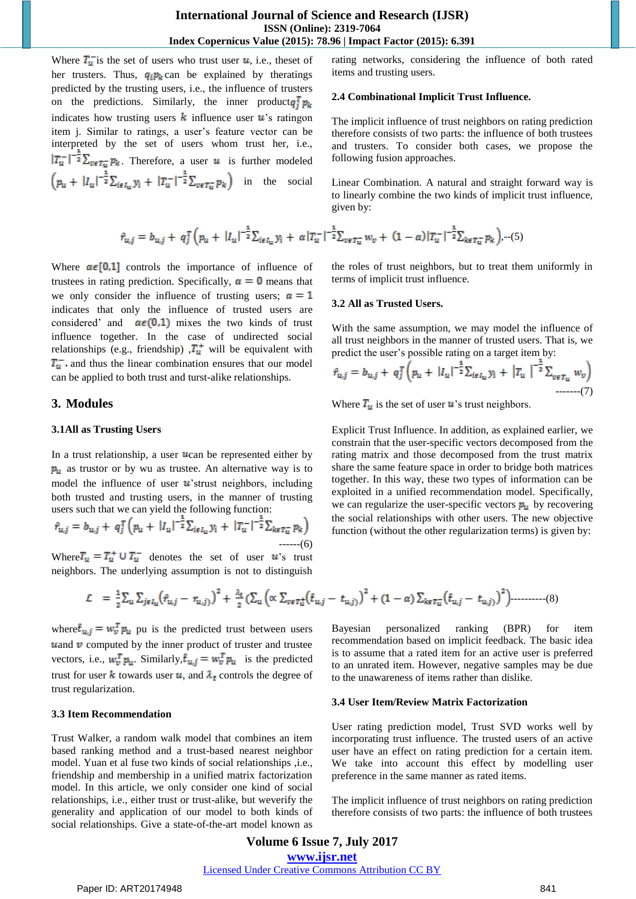Where $T_u^+$ is the set of users who trust user $u$, i.e., theset of her trusters. Thus, $q_i p_k$ can be explained by theratings predicted by the trusting users, i.e., the influence of trusters on the predictions. Similarly, the inner product $q_j^T p_k$ indicates how trusting users $k$ influence user $u$'s ratingon item j. Similar to ratings, a user's feature vector can be interpreted by the set of users whom trust her, i.e., $|T_u^-|^{-\frac{1}{2}} \sum_{v \in T_u^-} p_k$. Therefore, a user $u$ is further modeled $\left(p_u + |I_u|^{-\frac{1}{2}} \sum_{i \in I_u} y_i + |T_u^-|^{-\frac{1}{2}} \sum_{v \in T_u^-} p_k\right)$ in the social rating networks, considering the influence of both rated items and trusting users.

### 2.4 Combinational Implicit Trust Influence.

The implicit influence of trust neighbors on rating prediction therefore consists of two parts: the influence of both trustees and trusters. To consider both cases, we propose the following fusion approaches.

Linear Combination. A natural and straight forward way is to linearly combine the two kinds of implicit trust influence, given by:

$$\hat{r}_{u,j} = b_{u,j} + q_j^T \left(p_u + |I_u|^{-\frac{1}{2}} \sum_{i \in I_u} y_i + \alpha |T_u^-|^{-\frac{1}{2}} \sum_{v \in T_u^-} w_v + (1-\alpha) |T_u^-|^{-\frac{1}{2}} \sum_{k \in T_u^-} p_k\right) \text{--(5)}$$

Where $\alpha \epsilon [0,1]$ controls the importance of influence of trustees in rating prediction. Specifically, $\alpha = 0$ means that we only consider the influence of trusting users; $\alpha = 1$ indicates that only the influence of trusted users are considered' and $\alpha \epsilon (0,1)$ mixes the two kinds of trust influence together. In the case of undirected social relationships (e.g., friendship) ,$T_u^+$ will be equivalent with $T_u^-$, and thus the linear combination ensures that our model can be applied to both trust and turst-alike relationships.

## 3. Modules

### 3.1All as Trusting Users

In a trust relationship, a user $u$ can be represented either by $p_u$ as trustor or by wu as trustee. An alternative way is to model the influence of user $u$'strust neighbors, including both trusted and trusting users, in the manner of trusting users such that we can yield the following function:

$$\hat{r}_{u,j} = b_{u,j} + q_j^T \left(p_u + |I_u|^{-\frac{1}{2}} \sum_{i \in I_u} y_i + |T_u^-|^{-\frac{1}{2}} \sum_{k \in T_u^-} p_k\right) \text{------(6)}$$

Where $T_u = T_u^+ \cup T_u^-$ denotes the set of user $u$'s trust neighbors. The underlying assumption is not to distinguish the roles of trust neighbors, but to treat them uniformly in terms of implicit trust influence.

### 3.2 All as Trusted Users.

With the same assumption, we may model the influence of all trust neighbors in the manner of trusted users. That is, we predict the user's possible rating on a target item by:

$$\hat{r}_{u,j} = b_{u,j} + q_j^T \left(p_u + |I_u|^{-\frac{1}{2}} \sum_{i \in I_u} y_i + |T_u|^{-\frac{1}{2}} \sum_{v \in T_u} w_v\right) \text{-------(7)}$$

Where $T_u$ is the set of user $u$'s trust neighbors.

Explicit Trust Influence. In addition, as explained earlier, we constrain that the user-specific vectors decomposed from the rating matrix and those decomposed from the trust matrix share the same feature space in order to bridge both matrices together. In this way, these two types of information can be exploited in a unified recommendation model. Specifically, we can regularize the user-specific vectors $p_u$ by recovering the social relationships with other users. The new objective function (without the other regularization terms) is given by:

$$\mathcal{L} = \frac{1}{2} \sum_u \sum_{j \in I_u} (\hat{r}_{u,j} - r_{u,j})^2 + \frac{\lambda_t}{2} \left(\sum_u \left(\propto \sum_{v \in T_u^+} (\hat{t}_{u,j} - t_{u,j})^2 + (1-\alpha) \sum_{k \in T_u^-} (\hat{t}_{u,j} - t_{u,j})^2\right)\right) \text{----------(8)}$$

where $\hat{t}_{u,j} = w_v^T p_u$ pu is the predicted trust between users $u$and $v$ computed by the inner product of truster and trustee vectors, i.e., $w_v^T p_u$. Similarly, $\hat{t}_{u,j} = w_v^T p_u$ is the predicted trust for user $k$ towards user $u$, and $\lambda_t$ controls the degree of trust regularization.

### 3.3 Item Recommendation

Trust Walker, a random walk model that combines an item based ranking method and a trust-based nearest neighbor model. Yuan et al fuse two kinds of social relationships ,i.e., friendship and membership in a unified matrix factorization model. In this article, we only consider one kind of social relationships, i.e., either trust or trust-alike, but weverify the generality and application of our model to both kinds of social relationships. Give a state-of-the-art model known as Bayesian personalized ranking (BPR) for item recommendation based on implicit feedback. The basic idea is to assume that a rated item for an active user is preferred to an unrated item. However, negative samples may be due to the unawareness of items rather than dislike.

### 3.4 User Item/Review Matrix Factorization

User rating prediction model, Trust SVD works well by incorporating trust influence. The trusted users of an active user have an effect on rating prediction for a certain item. We take into account this effect by modelling user preference in the same manner as rated items.

The implicit influence of trust neighbors on rating prediction therefore consists of two parts: the influence of both trustees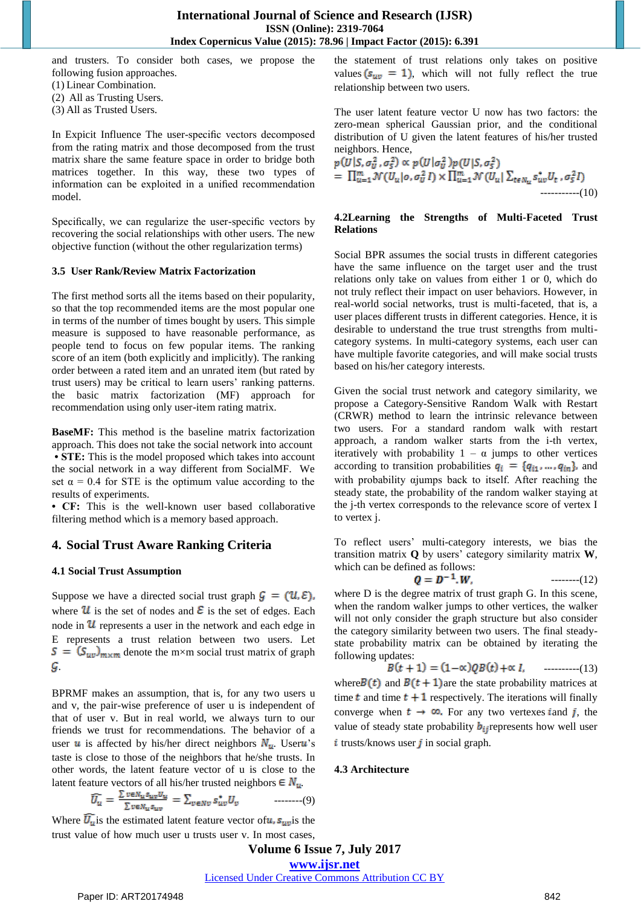and trusters. To consider both cases, we propose the following fusion approaches.
(1) Linear Combination.
(2) All as Trusting Users.
(3) All as Trusted Users.

In Expicit Influence The user-specific vectors decomposed from the rating matrix and those decomposed from the trust matrix share the same feature space in order to bridge both matrices together. In this way, these two types of information can be exploited in a unified recommendation model.

Specifically, we can regularize the user-specific vectors by recovering the social relationships with other users. The new objective function (without the other regularization terms)

### 3.5 User Rank/Review Matrix Factorization

The first method sorts all the items based on their popularity, so that the top recommended items are the most popular one in terms of the number of times bought by users. This simple measure is supposed to have reasonable performance, as people tend to focus on few popular items. The ranking score of an item (both explicitly and implicitly). The ranking order between a rated item and an unrated item (but rated by trust users) may be critical to learn users' ranking patterns. the basic matrix factorization (MF) approach for recommendation using only user-item rating matrix.

**BaseMF:** This method is the baseline matrix factorization approach. This does not take the social network into account
- **STE:** This is the model proposed which takes into account the social network in a way different from SocialMF. We set α = 0.4 for STE is the optimum value according to the results of experiments.
- **CF:** This is the well-known user based collaborative filtering method which is a memory based approach.

## 4. Social Trust Aware Ranking Criteria

### 4.1 Social Trust Assumption

Suppose we have a directed social trust graph $\mathcal{G} = (\mathcal{U}, \mathcal{E})$, where $\mathcal{U}$ is the set of nodes and $\mathcal{E}$ is the set of edges. Each node in $\mathcal{U}$ represents a user in the network and each edge in E represents a trust relation between two users. Let $S = (S_{uv})_{m\times m}$ denote the m×m social trust matrix of graph $\mathcal{G}$.

BPRMF makes an assumption, that is, for any two users u and v, the pair-wise preference of user u is independent of that of user v. But in real world, we always turn to our friends we trust for recommendations. The behavior of a user $u$ is affected by his/her direct neighbors $N_u$. User$u$'s taste is close to those of the neighbors that he/she trusts. In other words, the latent feature vector of u is close to the latent feature vectors of all his/her trusted neighbors $\in N_u$.

$$\widehat{U_u} = \frac{\sum_{v\in N_u} s_{uv} U_v}{\sum_{v\in N_u} s_{uv}} = \sum_{v\in N_v} s^*_{uv} U_v \qquad \text{--------(9)}$$

Where $\widehat{U_u}$is the estimated latent feature vector of$u$, $s_{uv}$is the trust value of how much user u trusts user v. In most cases, the statement of trust relations only takes on positive values $(s_{uv} = 1)$, which will not fully reflect the true relationship between two users.

The user latent feature vector U now has two factors: the zero-mean spherical Gaussian prior, and the conditional distribution of U given the latent features of his/her trusted neighbors. Hence,

$$p(U|S,\sigma_U^2,\sigma_S^2) \propto p(U|\sigma_U^2)p(U|S,\sigma_S^2)$$
$$= \prod_{u=1}^{m} \mathcal{N}(U_u|o,\sigma_U^2 I) \times \prod_{u=1}^{m} \mathcal{N}(U_u| \textstyle\sum_{t\in N_u} s^*_{ut} U_t, \sigma_S^2 I) \qquad \text{-----------(10)}$$

### 4.2 Learning the Strengths of Multi-Faceted Trust Relations

Social BPR assumes the social trusts in different categories have the same influence on the target user and the trust relations only take on values from either 1 or 0, which do not truly reflect their impact on user behaviors. However, in real-world social networks, trust is multi-faceted, that is, a user places different trusts in different categories. Hence, it is desirable to understand the true trust strengths from multi-category systems. In multi-category systems, each user can have multiple favorite categories, and will make social trusts based on his/her category interests.

Given the social trust network and category similarity, we propose a Category-Sensitive Random Walk with Restart (CRWR) method to learn the intrinsic relevance between two users. For a standard random walk with restart approach, a random walker starts from the i-th vertex, iteratively with probability 1 – α jumps to other vertices according to transition probabilities $q_i = \{q_{i1}, \dots, q_{in}\}$, and with probability αjumps back to itself. After reaching the steady state, the probability of the random walker staying at the j-th vertex corresponds to the relevance score of vertex I to vertex j.

To reflect users' multi-category interests, we bias the transition matrix **Q** by users' category similarity matrix **W**, which can be defined as follows:

$$\boldsymbol{Q} = \boldsymbol{D}^{-1}.\boldsymbol{W}, \qquad \text{--------(12)}$$

where D is the degree matrix of trust graph G. In this scene, when the random walker jumps to other vertices, the walker will not only consider the graph structure but also consider the category similarity between two users. The final steady-state probability matrix can be obtained by iterating the following updates:

$$B(t+1) = (1-\propto)QB(t) + \propto I, \qquad \text{----------(13)}$$

where$B(t)$ and $B(t+1)$are the state probability matrices at time $t$ and time $t+1$ respectively. The iterations will finally converge when $t \to \infty$. For any two vertexes $i$and $j$, the value of steady state probability $b_{ij}$represents how well user $i$ trusts/knows user $j$ in social graph.

### 4.3 Architecture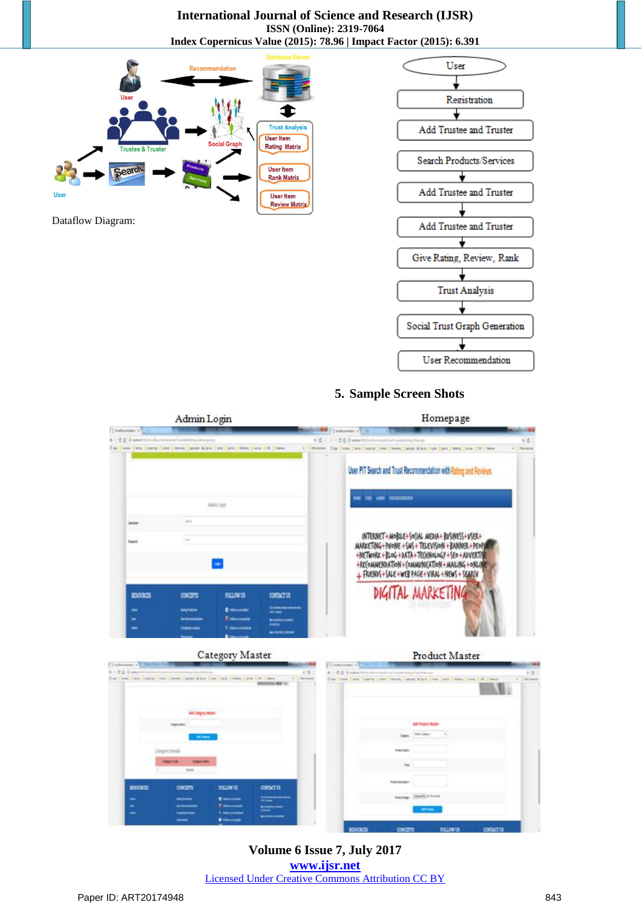Dataflow Diagram:

User

Registration

Add Trustee and Truster

Search Products/Services

Add Trustee and Truster

Add Trustee and Truster

Give Rating, Review, Rank

Trust Analysis

Social Trust Graph Generation

User Recommendation

## 5. Sample Screen Shots

Admin Login

Homepage

Category Master

Product Master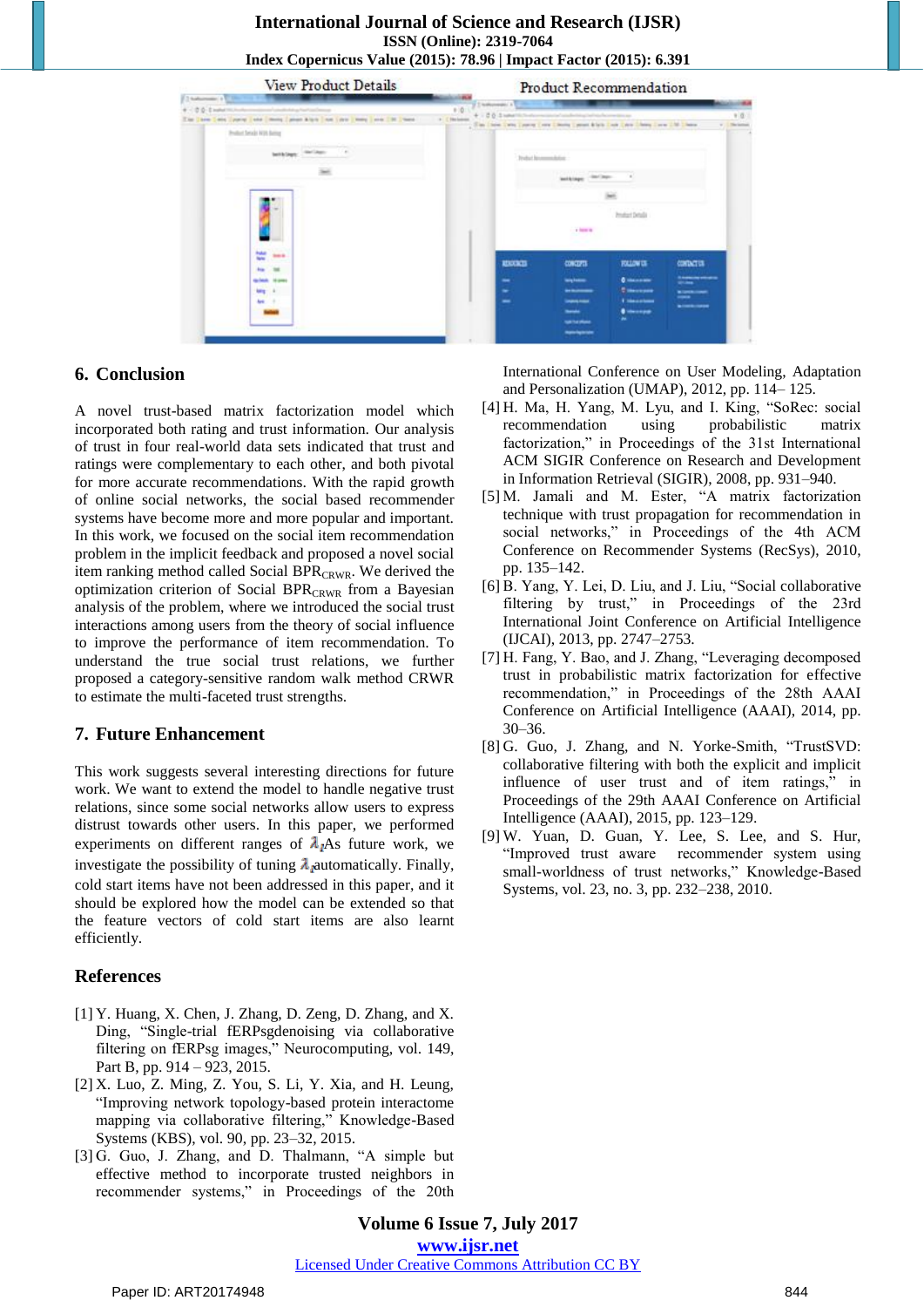## 6. Conclusion

A novel trust-based matrix factorization model which incorporated both rating and trust information. Our analysis of trust in four real-world data sets indicated that trust and ratings were complementary to each other, and both pivotal for more accurate recommendations. With the rapid growth of online social networks, the social based recommender systems have become more and more popular and important. In this work, we focused on the social item recommendation problem in the implicit feedback and proposed a novel social item ranking method called Social $\text{BPR}_{\text{CRWR}}$. We derived the optimization criterion of Social $\text{BPR}_{\text{CRWR}}$ from a Bayesian analysis of the problem, where we introduced the social trust interactions among users from the theory of social influence to improve the performance of item recommendation. To understand the true social trust relations, we further proposed a category-sensitive random walk method CRWR to estimate the multi-faceted trust strengths.

## 7. Future Enhancement

This work suggests several interesting directions for future work. We want to extend the model to handle negative trust relations, since some social networks allow users to express distrust towards other users. In this paper, we performed experiments on different ranges of $\lambda_t$As future work, we investigate the possibility of tuning $\lambda_t$automatically. Finally, cold start items have not been addressed in this paper, and it should be explored how the model can be extended so that the feature vectors of cold start items are also learnt efficiently.

## References

[1] Y. Huang, X. Chen, J. Zhang, D. Zeng, D. Zhang, and X. Ding, "Single-trial fERPsgdenoising via collaborative filtering on fERPsg images," Neurocomputing, vol. 149, Part B, pp. 914 – 923, 2015.

[2] X. Luo, Z. Ming, Z. You, S. Li, Y. Xia, and H. Leung, "Improving network topology-based protein interactome mapping via collaborative filtering," Knowledge-Based Systems (KBS), vol. 90, pp. 23–32, 2015.

[3] G. Guo, J. Zhang, and D. Thalmann, "A simple but effective method to incorporate trusted neighbors in recommender systems," in Proceedings of the 20th International Conference on User Modeling, Adaptation and Personalization (UMAP), 2012, pp. 114– 125.

[4] H. Ma, H. Yang, M. Lyu, and I. King, "SoRec: social recommendation using probabilistic matrix factorization," in Proceedings of the 31st International ACM SIGIR Conference on Research and Development in Information Retrieval (SIGIR), 2008, pp. 931–940.

[5] M. Jamali and M. Ester, "A matrix factorization technique with trust propagation for recommendation in social networks," in Proceedings of the 4th ACM Conference on Recommender Systems (RecSys), 2010, pp. 135–142.

[6] B. Yang, Y. Lei, D. Liu, and J. Liu, "Social collaborative filtering by trust," in Proceedings of the 23rd International Joint Conference on Artificial Intelligence (IJCAI), 2013, pp. 2747–2753.

[7] H. Fang, Y. Bao, and J. Zhang, "Leveraging decomposed trust in probabilistic matrix factorization for effective recommendation," in Proceedings of the 28th AAAI Conference on Artificial Intelligence (AAAI), 2014, pp. 30–36.

[8] G. Guo, J. Zhang, and N. Yorke-Smith, "TrustSVD: collaborative filtering with both the explicit and implicit influence of user trust and of item ratings," in Proceedings of the 29th AAAI Conference on Artificial Intelligence (AAAI), 2015, pp. 123–129.

[9] W. Yuan, D. Guan, Y. Lee, S. Lee, and S. Hur, "Improved trust aware recommender system using small-worldness of trust networks," Knowledge-Based Systems, vol. 23, no. 3, pp. 232–238, 2010.